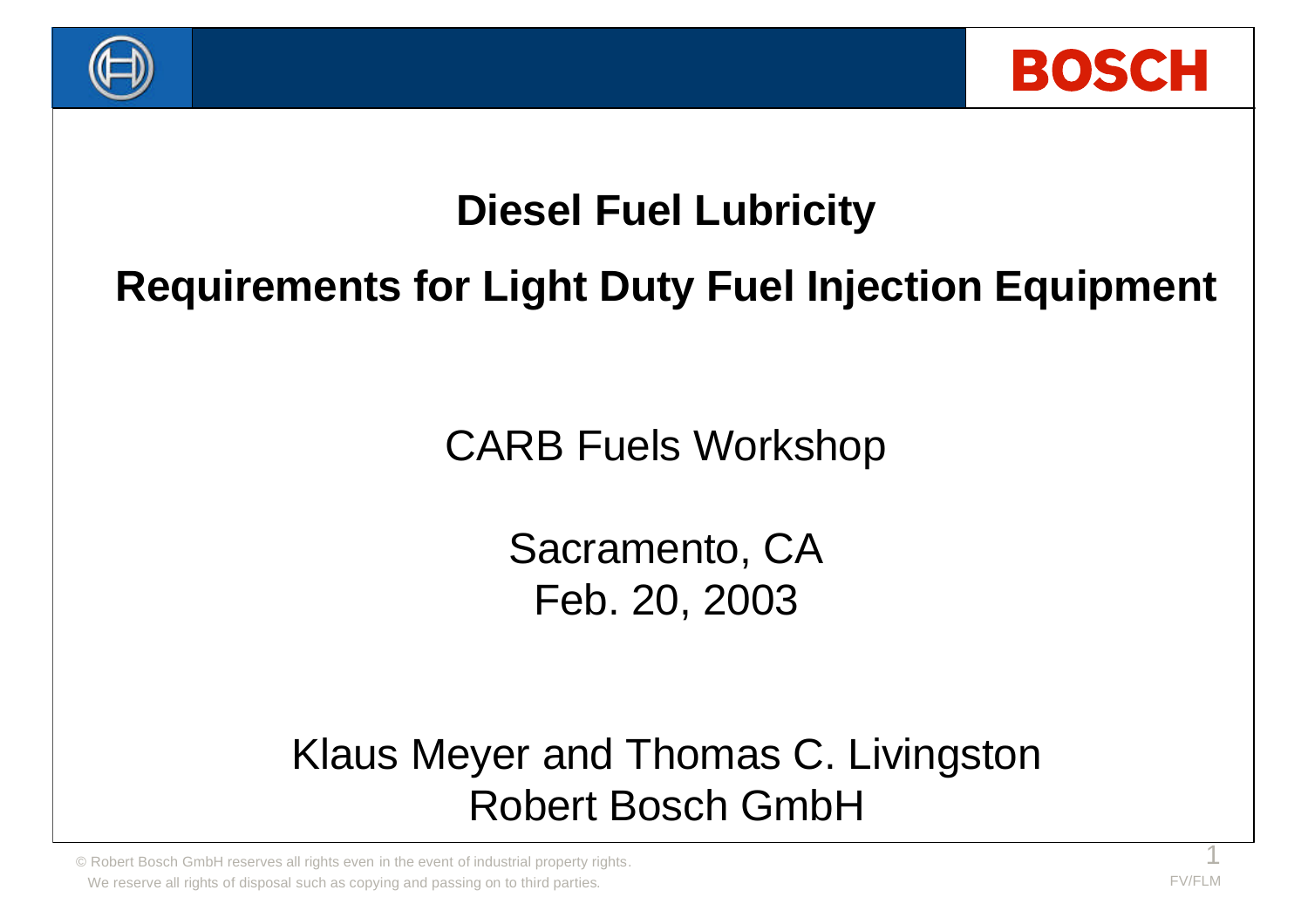# Diesel Fuel Lubricity

## Requirements for Light Duty Fuel Injection Equipment

CARB Fuels Workshop

Sacramento, CA
Feb. 20, 2003

Klaus Meyer and Thomas C. Livingston
Robert Bosch GmbH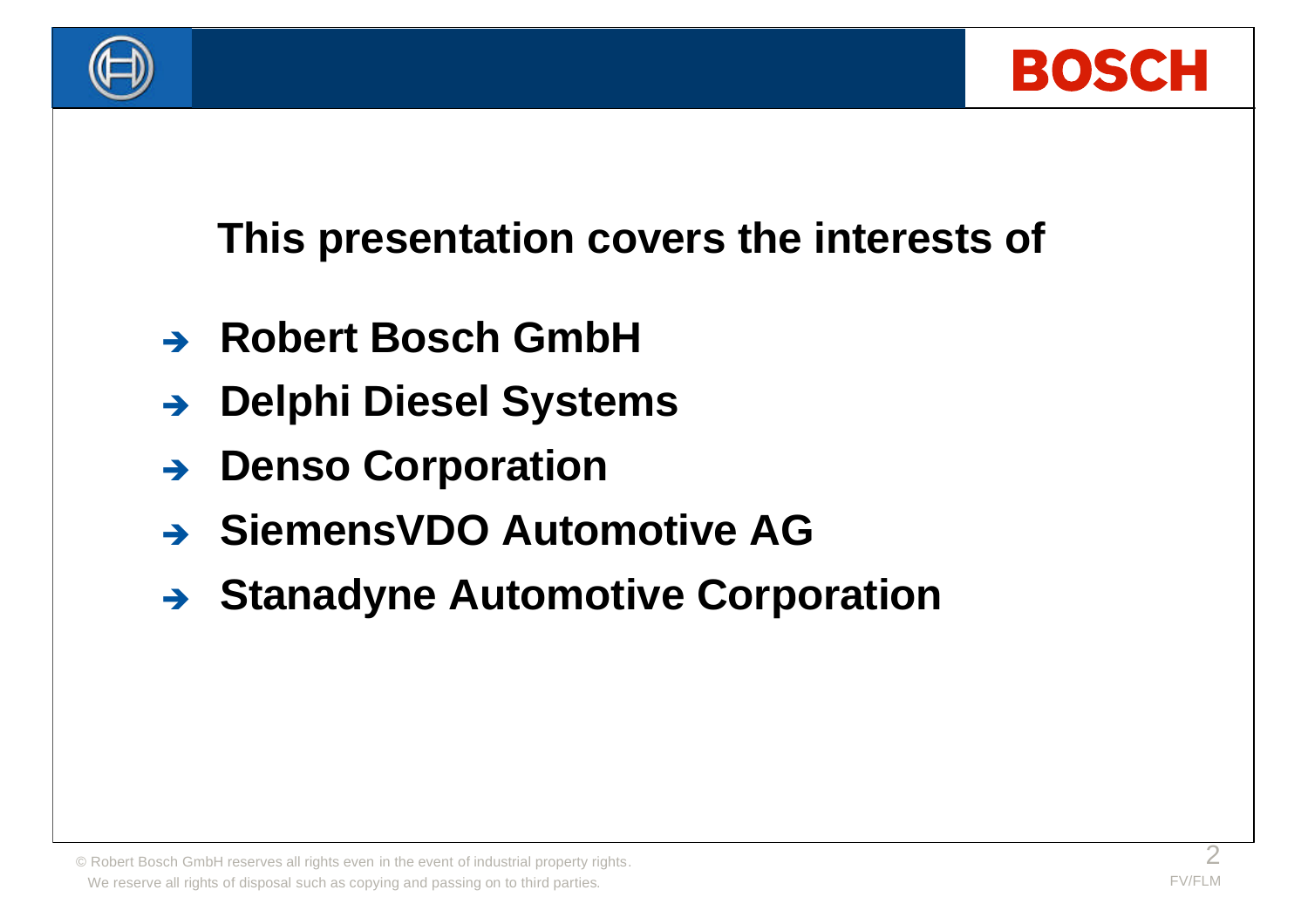## This presentation covers the interests of

- **Robert Bosch GmbH**
- **Delphi Diesel Systems**
- **Denso Corporation**
- **SiemensVDO Automotive AG**
- **Stanadyne Automotive Corporation**

© Robert Bosch GmbH reserves all rights even in the event of industrial property rights. We reserve all rights of disposal such as copying and passing on to third parties.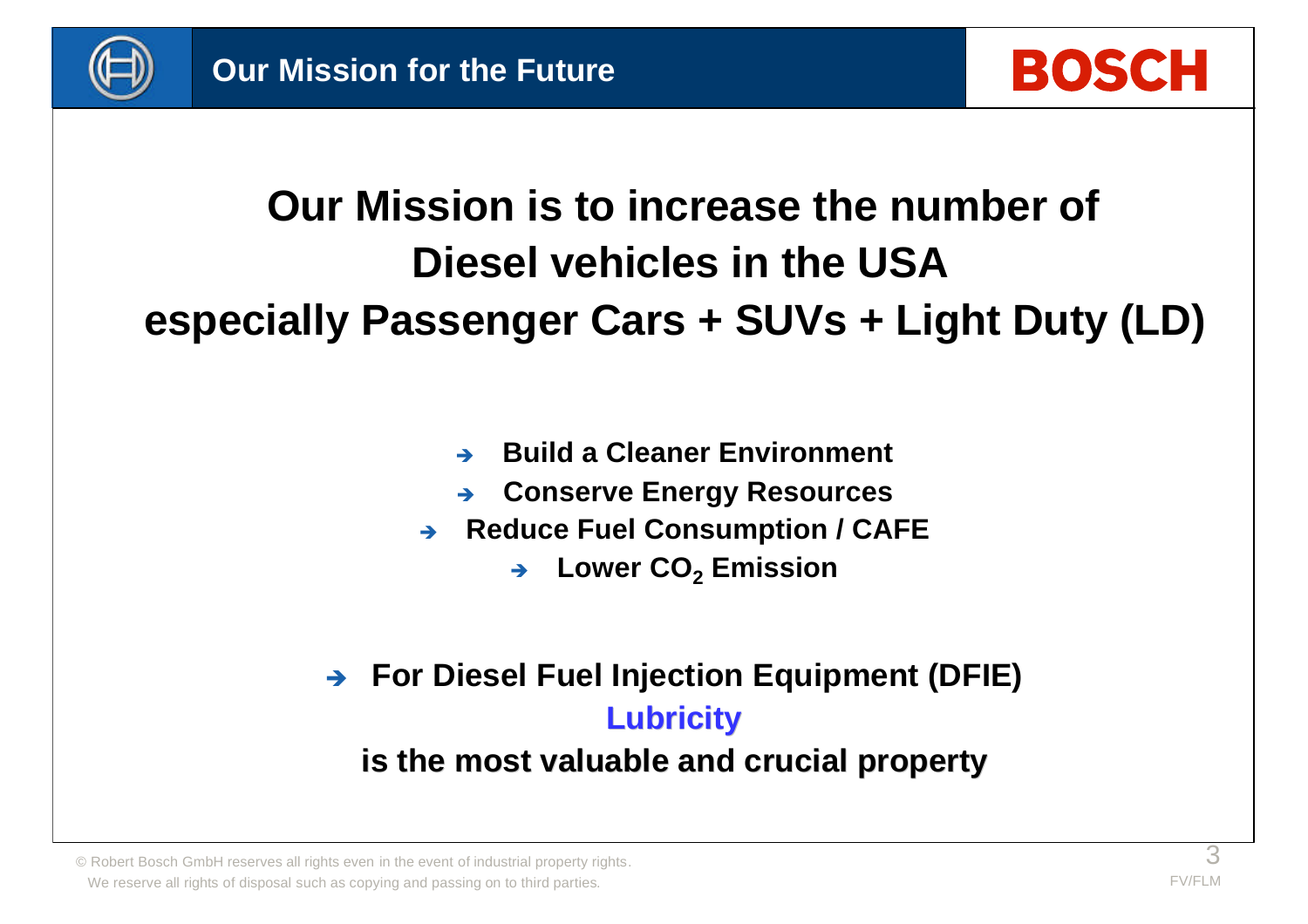## Our Mission for the Future

# Our Mission is to increase the number of Diesel vehicles in the USA especially Passenger Cars + SUVs + Light Duty (LD)

- **Build a Cleaner Environment**
- **Conserve Energy Resources**
- **Reduce Fuel Consumption / CAFE**
  - **Lower $CO_2$ Emission**

→ **For Diesel Fuel Injection Equipment (DFIE)**

**Lubricity**

**is the most valuable and crucial property**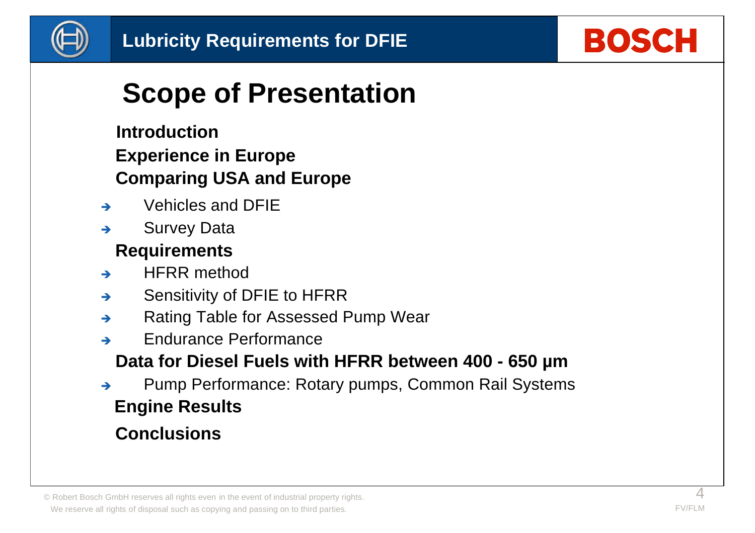# Scope of Presentation

**Introduction**

**Experience in Europe**

**Comparing USA and Europe**

- Vehicles and DFIE
- Survey Data

**Requirements**

- HFRR method
- Sensitivity of DFIE to HFRR
- Rating Table for Assessed Pump Wear
- Endurance Performance

**Data for Diesel Fuels with HFRR between 400 - 650 µm**

- Pump Performance: Rotary pumps, Common Rail Systems

**Engine Results**

**Conclusions**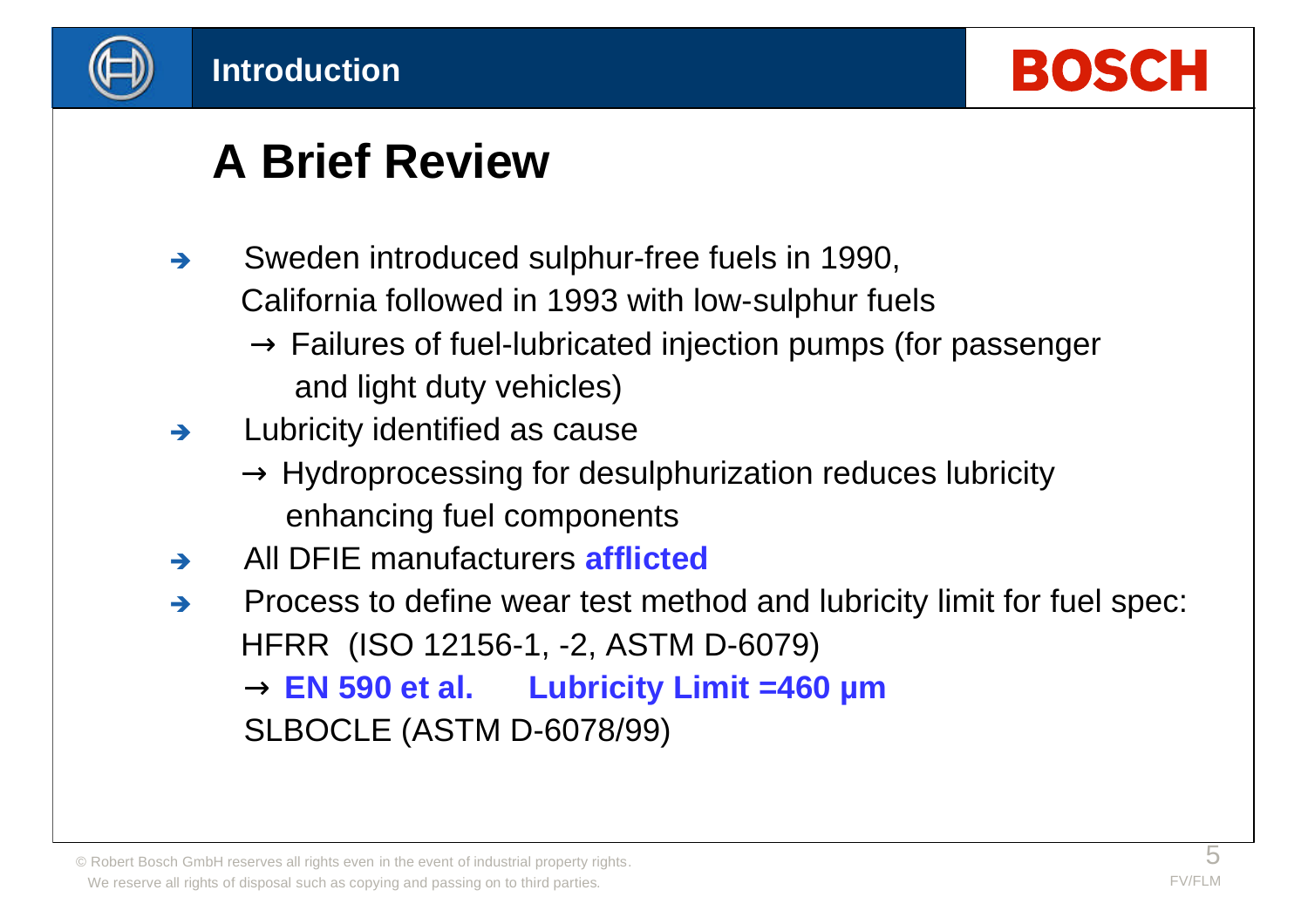# A Brief Review

- Sweden introduced sulphur-free fuels in 1990, California followed in 1993 with low-sulphur fuels
  - → Failures of fuel-lubricated injection pumps (for passenger and light duty vehicles)
- Lubricity identified as cause
  - → Hydroprocessing for desulphurization reduces lubricity enhancing fuel components
- All DFIE manufacturers **afflicted**
- Process to define wear test method and lubricity limit for fuel spec:
  HFRR (ISO 12156-1, -2, ASTM D-6079)
  → **EN 590 et al. Lubricity Limit =460 µm**
  SLBOCLE (ASTM D-6078/99)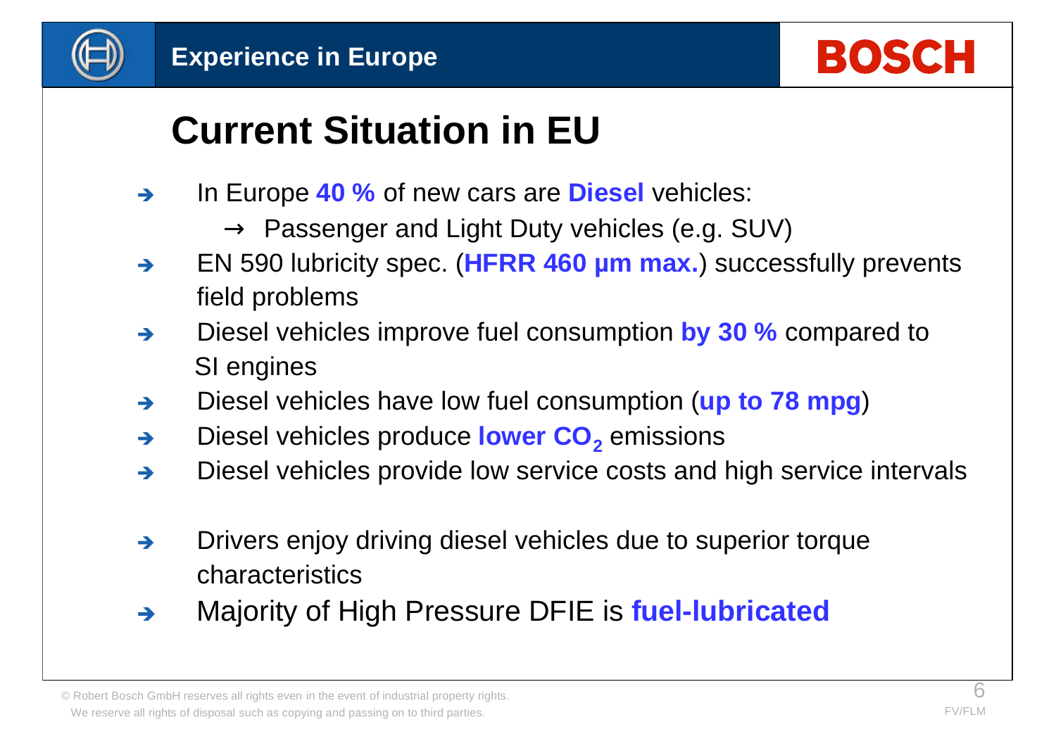## Experience in Europe

# Current Situation in EU

- In Europe **40 %** of new cars are **Diesel** vehicles:
  - → Passenger and Light Duty vehicles (e.g. SUV)
- EN 590 lubricity spec. (**HFRR 460 µm max.**) successfully prevents field problems
- Diesel vehicles improve fuel consumption **by 30 %** compared to SI engines
- Diesel vehicles have low fuel consumption (**up to 78 mpg**)
- Diesel vehicles produce **lower $CO_2$** emissions
- Diesel vehicles provide low service costs and high service intervals
- Drivers enjoy driving diesel vehicles due to superior torque characteristics
- Majority of High Pressure DFIE is **fuel-lubricated**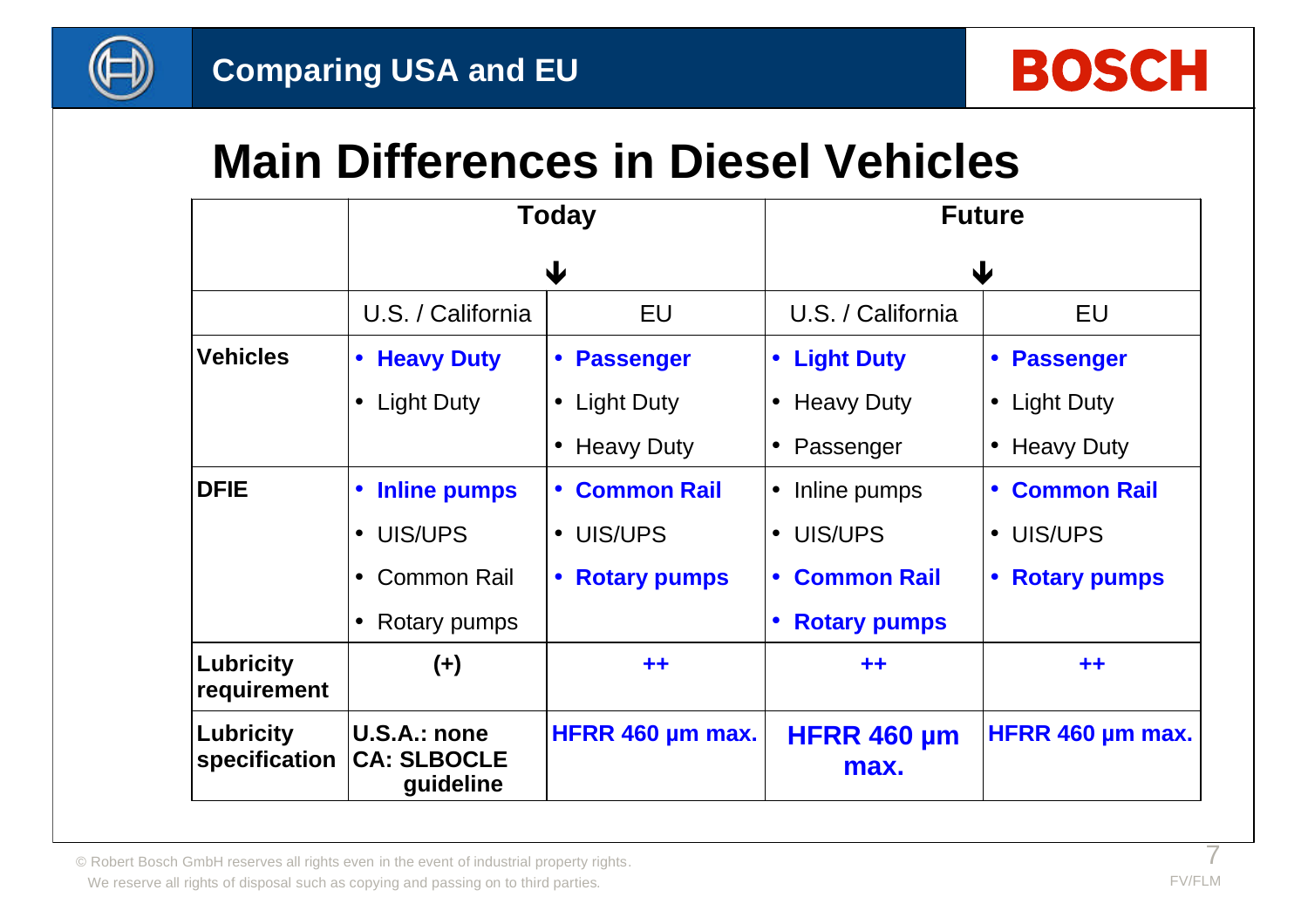## Comparing USA and EU

# Main Differences in Diesel Vehicles

| | Today | | Future | |
|---|---|---|---|---|
| | U.S. / California | EU | U.S. / California | EU |
| **Vehicles** | • **Heavy Duty**<br>• Light Duty | • **Passenger**<br>• Light Duty<br>• Heavy Duty | • **Light Duty**<br>• Heavy Duty<br>• Passenger | • **Passenger**<br>• Light Duty<br>• Heavy Duty |
| **DFIE** | • **Inline pumps**<br>• UIS/UPS<br>• Common Rail<br>• Rotary pumps | • **Common Rail**<br>• UIS/UPS<br>• **Rotary pumps** | • Inline pumps<br>• UIS/UPS<br>• **Common Rail**<br>• **Rotary pumps** | • **Common Rail**<br>• UIS/UPS<br>• **Rotary pumps** |
| **Lubricity requirement** | **(+)** | **++** | **++** | **++** |
| **Lubricity specification** | **U.S.A.: none**<br>**CA: SLBOCLE guideline** | **HFRR 460 µm max.** | **HFRR 460 µm max.** | **HFRR 460 µm max.** |

© Robert Bosch GmbH reserves all rights even in the event of industrial property rights.
We reserve all rights of disposal such as copying and passing on to third parties.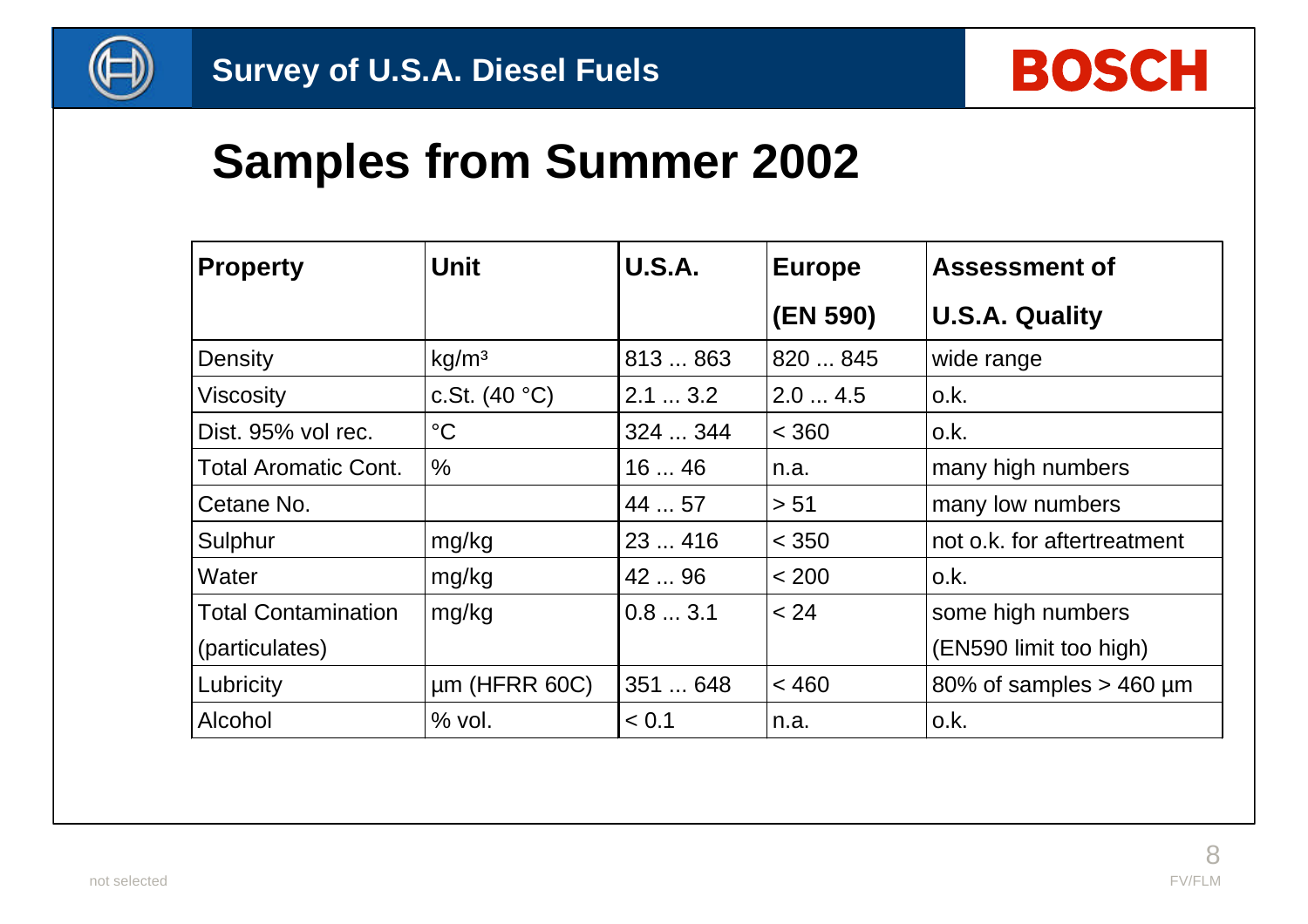# Survey of U.S.A. Diesel Fuels

## Samples from Summer 2002

| Property | Unit | U.S.A. | Europe (EN 590) | Assessment of U.S.A. Quality |
|---|---|---|---|---|
| Density | kg/m³ | 813 ... 863 | 820 ... 845 | wide range |
| Viscosity | c.St. (40 °C) | 2.1 ... 3.2 | 2.0 ... 4.5 | o.k. |
| Dist. 95% vol rec. | °C | 324 ... 344 | < 360 | o.k. |
| Total Aromatic Cont. | % | 16 ... 46 | n.a. | many high numbers |
| Cetane No. | | 44 ... 57 | > 51 | many low numbers |
| Sulphur | mg/kg | 23 ... 416 | < 350 | not o.k. for aftertreatment |
| Water | mg/kg | 42 ... 96 | < 200 | o.k. |
| Total Contamination (particulates) | mg/kg | 0.8 ... 3.1 | < 24 | some high numbers (EN590 limit too high) |
| Lubricity | µm (HFRR 60C) | 351 ... 648 | < 460 | 80% of samples > 460 µm |
| Alcohol | % vol. | < 0.1 | n.a. | o.k. |

not selected

FV/FLM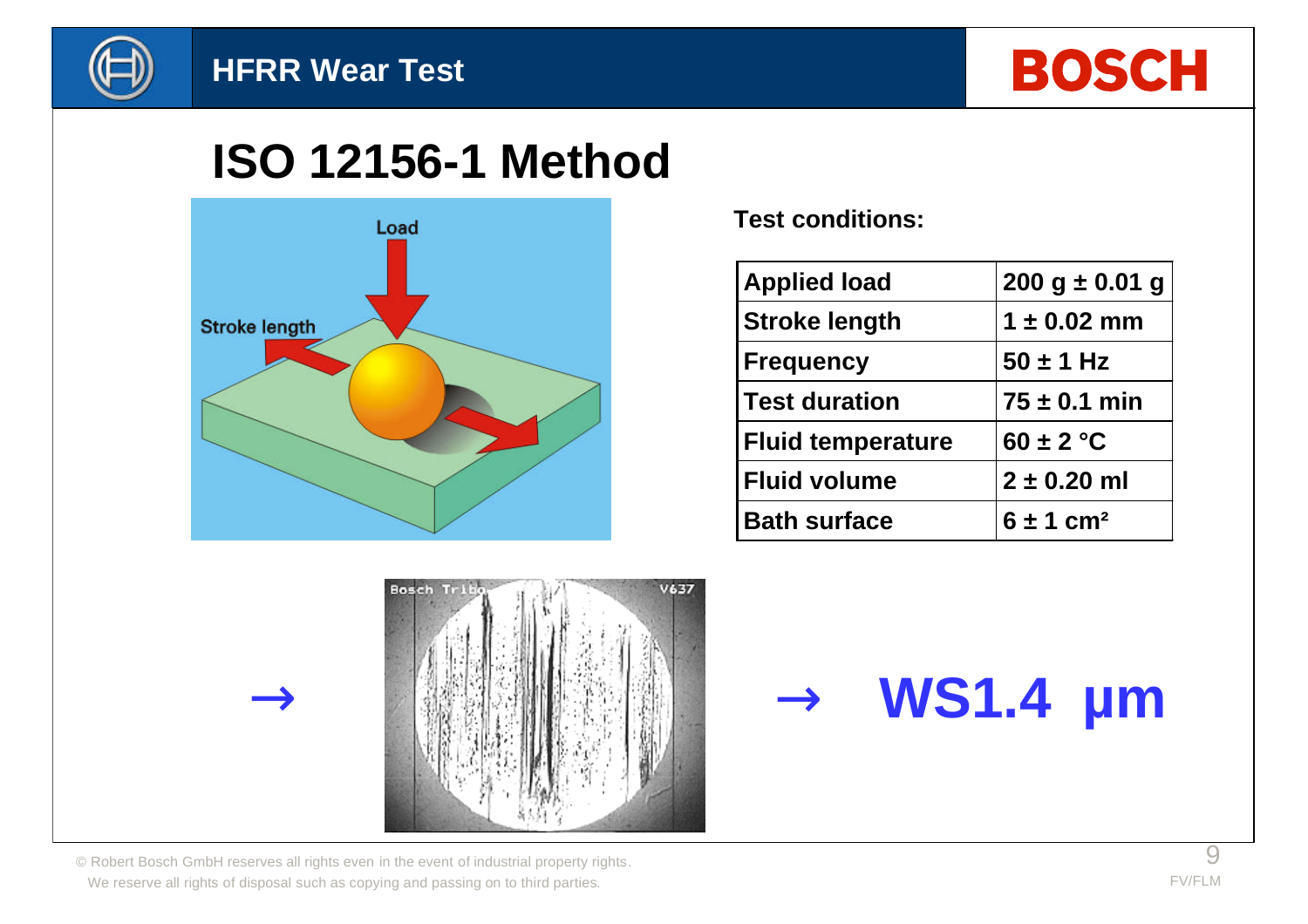# HFRR Wear Test

## ISO 12156-1 Method

**Test conditions:**

| Applied load | 200 g ± 0.01 g |
|---|---|
| Stroke length | 1 ± 0.02 mm |
| Frequency | 50 ± 1 Hz |
| Test duration | 75 ± 0.1 min |
| Fluid temperature | 60 ± 2 °C |
| Fluid volume | 2 ± 0.20 ml |
| Bath surface | 6 ± 1 cm² |

→ → **WS1.4 µm**

© Robert Bosch GmbH reserves all rights even in the event of industrial property rights.
We reserve all rights of disposal such as copying and passing on to third parties.

FV/FLM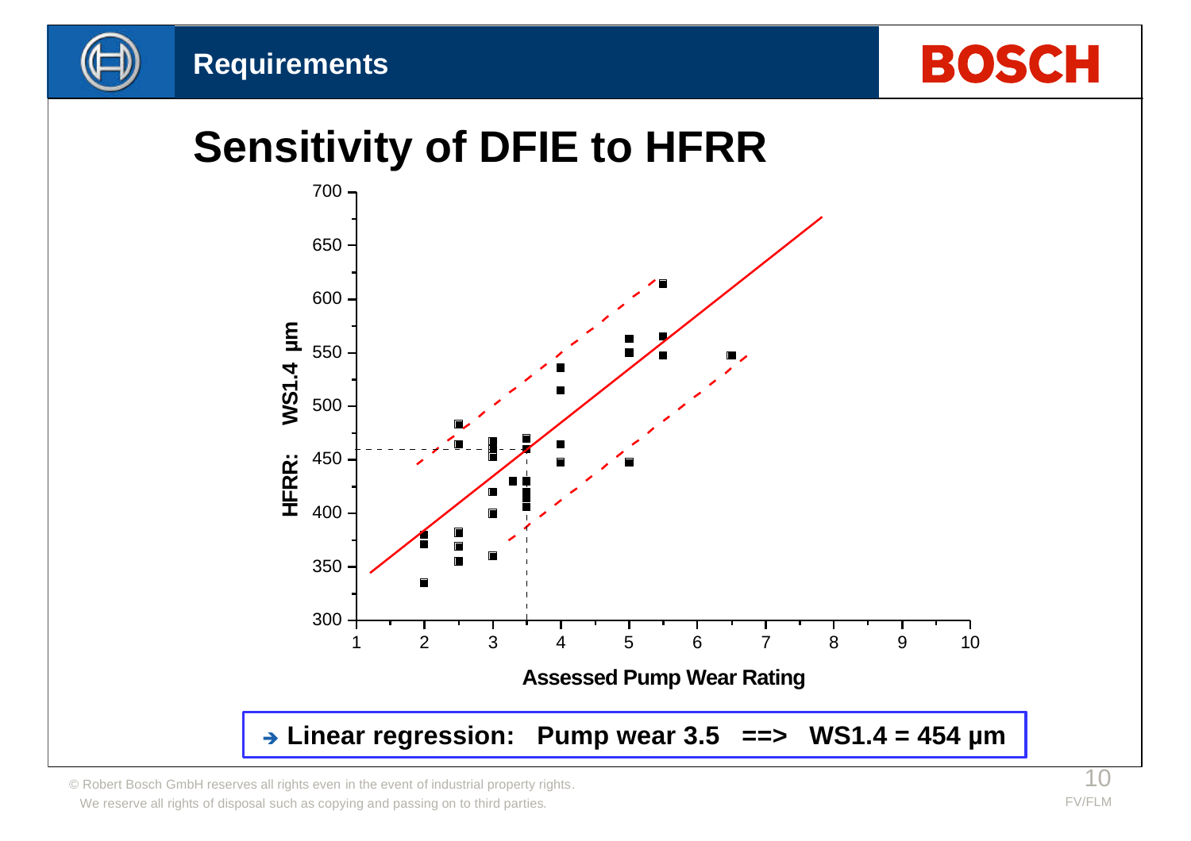## Requirements

# Sensitivity of DFIE to HFRR

HFRR: WS1.4 µm

Assessed Pump Wear Rating

**➔ Linear regression: Pump wear 3.5 ==> WS1.4 = 454 µm**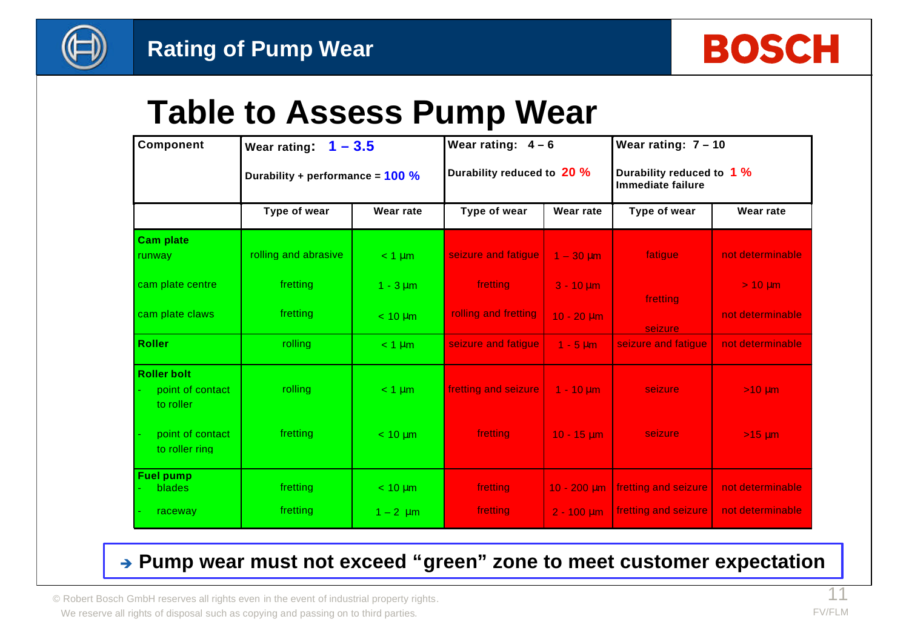# Rating of Pump Wear

## Table to Assess Pump Wear

| Component | Wear rating: 1 – 3.5<br>Durability + performance = 100 % | | Wear rating: 4 – 6<br>Durability reduced to 20 % | | Wear rating: 7 – 10<br>Durability reduced to 1 %<br>Immediate failure | |
|---|---|---|---|---|---|---|
| | Type of wear | Wear rate | Type of wear | Wear rate | Type of wear | Wear rate |
| **Cam plate**<br>runway | rolling and abrasive | < 1 µm | seizure and fatigue | 1 – 30 µm | fatigue | not determinable |
| cam plate centre | fretting | 1 - 3 µm | fretting | 3 - 10 µm | fretting | > 10 µm |
| cam plate claws | fretting | < 10 µm | rolling and fretting | 10 - 20 µm | seizure | not determinable |
| **Roller** | rolling | < 1 µm | seizure and fatigue | 1 - 5 µm | seizure and fatigue | not determinable |
| **Roller bolt**<br>- point of contact to roller | rolling | < 1 µm | fretting and seizure | 1 - 10 µm | seizure | >10 µm |
| - point of contact to roller ring | fretting | < 10 µm | fretting | 10 - 15 µm | seizure | >15 µm |
| **Fuel pump**<br>- blades | fretting | < 10 µm | fretting | 10 - 200 µm | fretting and seizure | not determinable |
| - raceway | fretting | 1 – 2 µm | fretting | 2 - 100 µm | fretting and seizure | not determinable |

**➔ Pump wear must not exceed “green” zone to meet customer expectation**

© Robert Bosch GmbH reserves all rights even in the event of industrial property rights.
We reserve all rights of disposal such as copying and passing on to third parties.

FV/FLM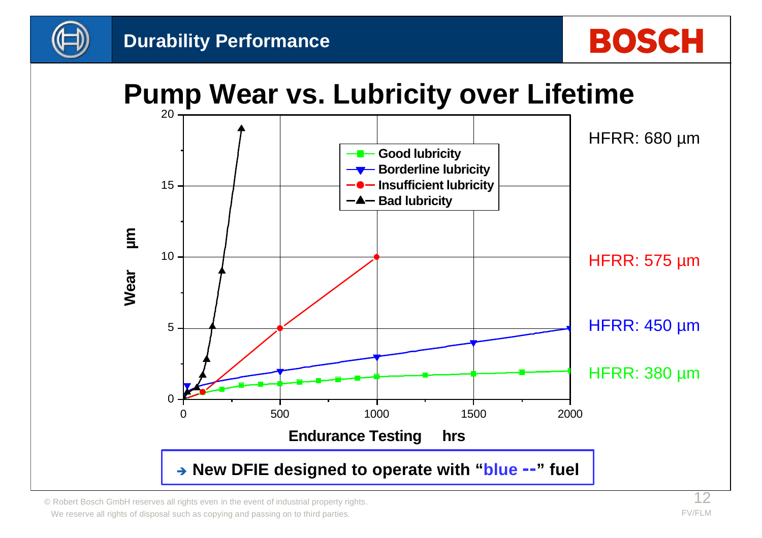# Durability Performance

## Pump Wear vs. Lubricity over Lifetime

Wear µm

Endurance Testing hrs

- Good lubricity
- Borderline lubricity
- Insufficient lubricity
- Bad lubricity

HFRR: 680 µm

HFRR: 575 µm

HFRR: 450 µm

HFRR: 380 µm

**➔ New DFIE designed to operate with "blue --" fuel**

© Robert Bosch GmbH reserves all rights even in the event of industrial property rights.
We reserve all rights of disposal such as copying and passing on to third parties.

FV/FLM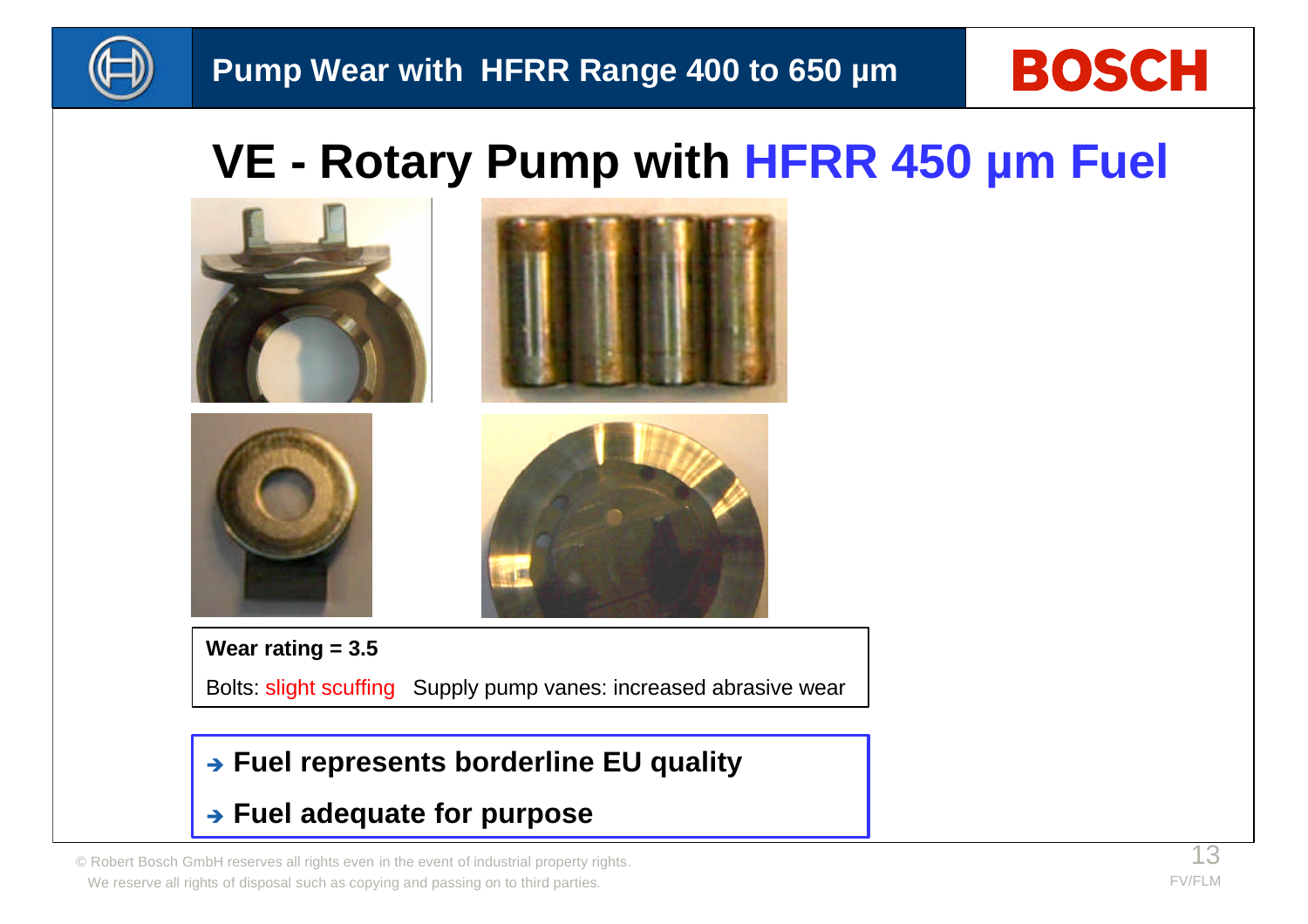## Pump Wear with HFRR Range 400 to 650 µm

# VE - Rotary Pump with HFRR 450 µm Fuel

**Wear rating = 3.5**

Bolts: slight scuffing   Supply pump vanes: increased abrasive wear

- → **Fuel represents borderline EU quality**
- → **Fuel adequate for purpose**

© Robert Bosch GmbH reserves all rights even in the event of industrial property rights.
We reserve all rights of disposal such as copying and passing on to third parties.

FV/FLM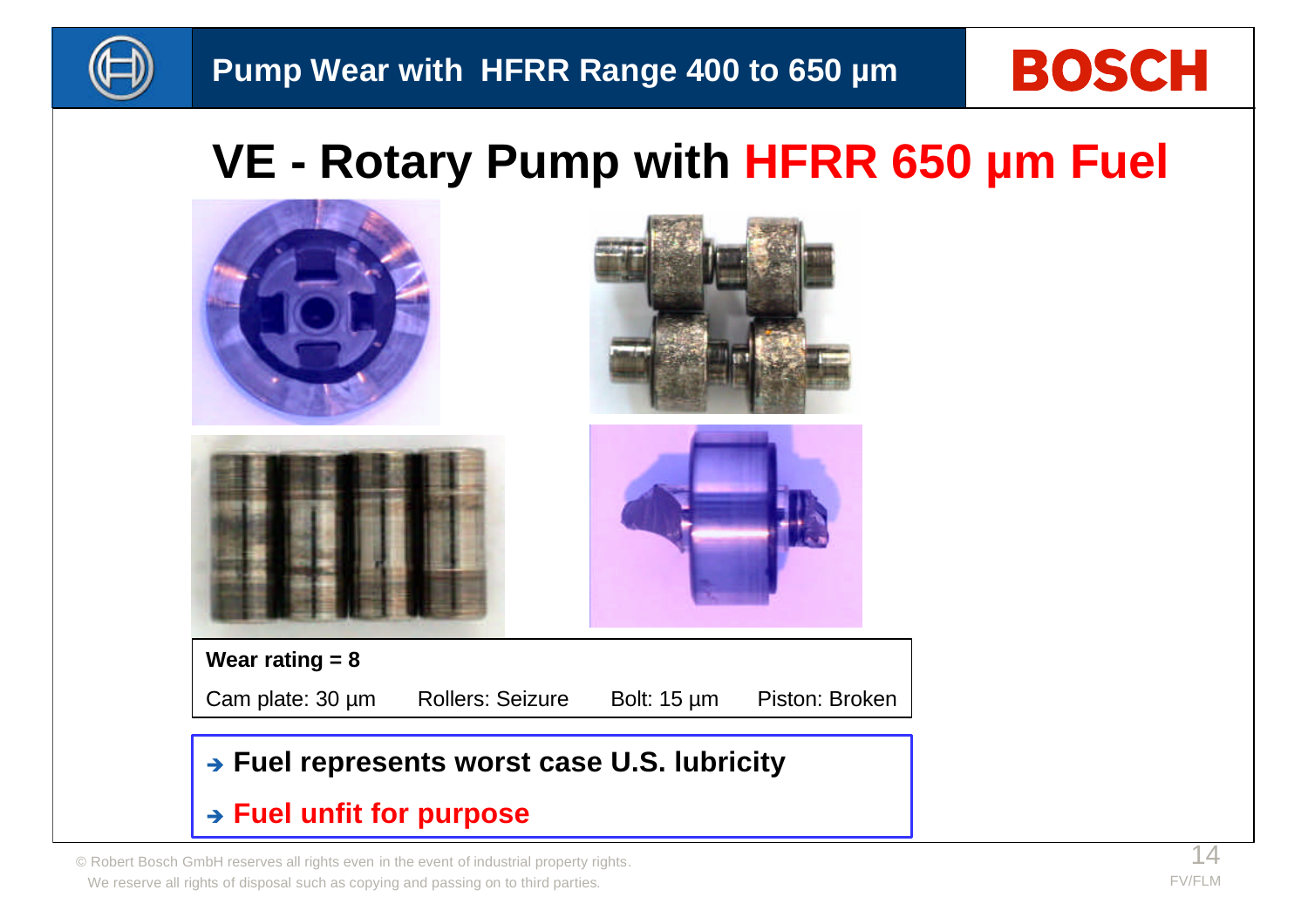# Pump Wear with HFRR Range 400 to 650 µm

## VE - Rotary Pump with HFRR 650 µm Fuel

**Wear rating = 8**

| Cam plate: 30 µm | Rollers: Seizure | Bolt: 15 µm | Piston: Broken |
|---|---|---|---|

- → **Fuel represents worst case U.S. lubricity**
- → **Fuel unfit for purpose**

© Robert Bosch GmbH reserves all rights even in the event of industrial property rights.
We reserve all rights of disposal such as copying and passing on to third parties.

FV/FLM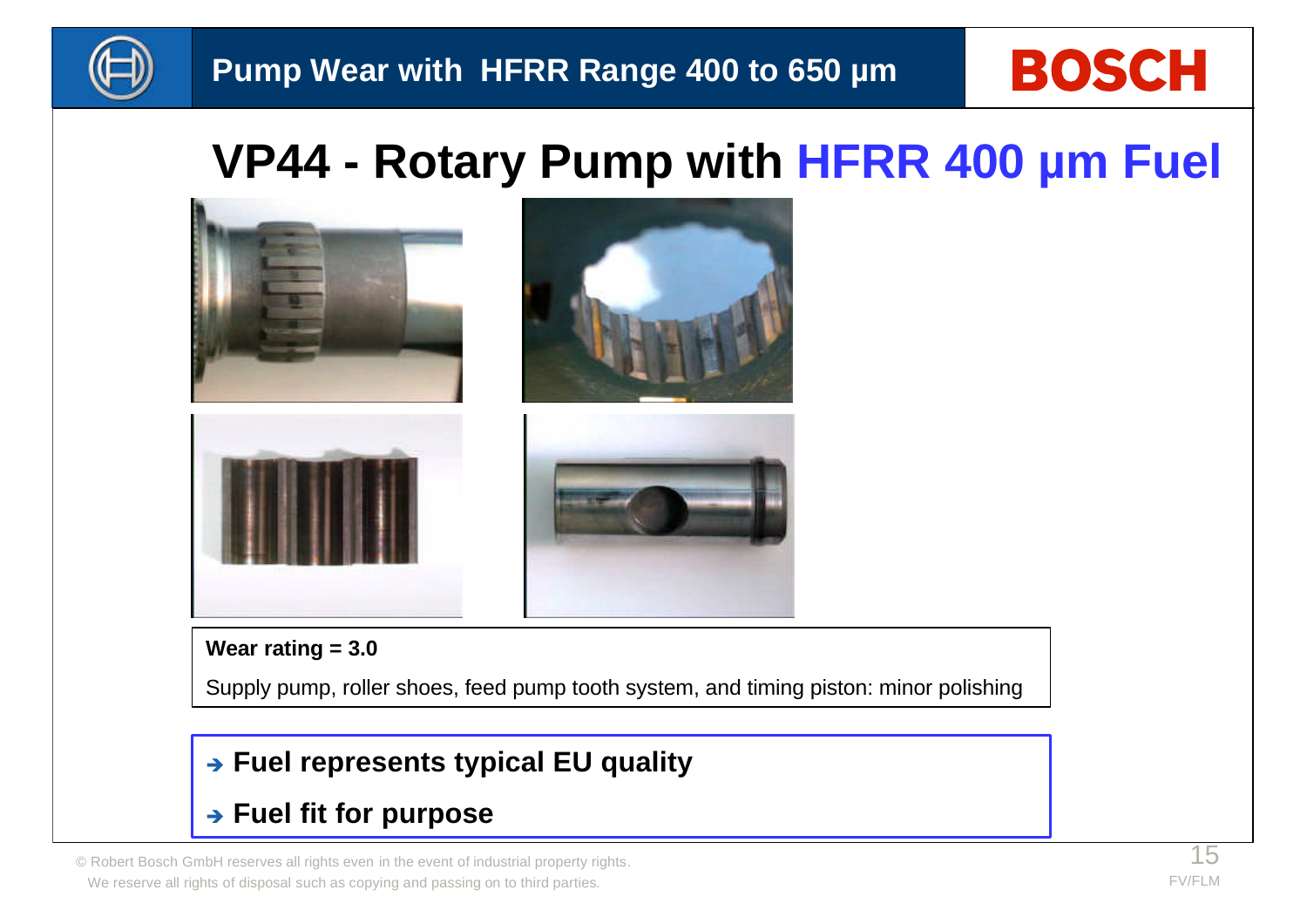## Pump Wear with HFRR Range 400 to 650 µm

# VP44 - Rotary Pump with HFRR 400 µm Fuel

**Wear rating = 3.0**

Supply pump, roller shoes, feed pump tooth system, and timing piston: minor polishing

- **Fuel represents typical EU quality**
- **Fuel fit for purpose**

© Robert Bosch GmbH reserves all rights even in the event of industrial property rights.
We reserve all rights of disposal such as copying and passing on to third parties.

FV/FLM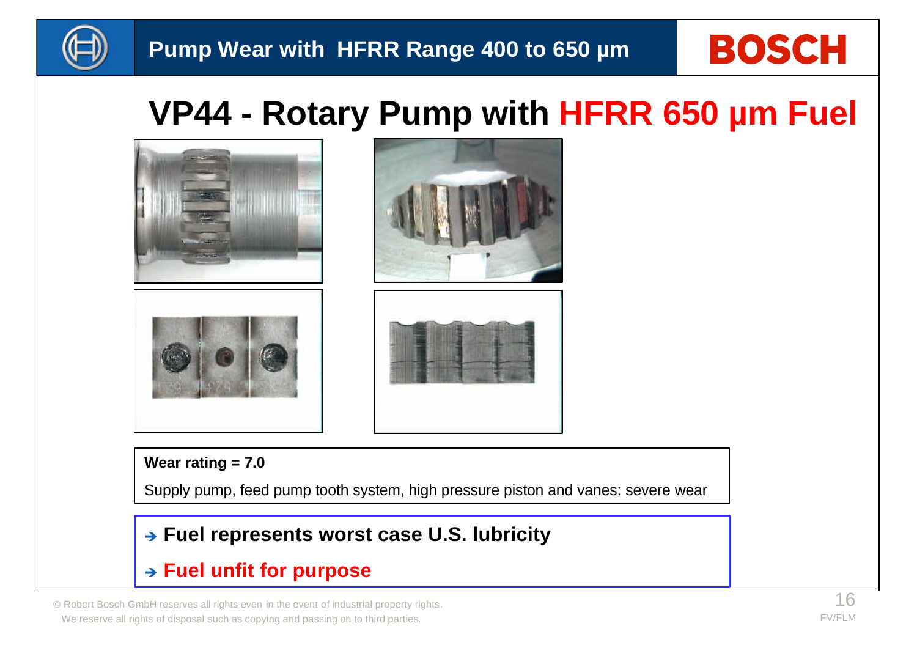# Pump Wear with HFRR Range 400 to 650 µm

## VP44 - Rotary Pump with HFRR 650 µm Fuel

**Wear rating = 7.0**

Supply pump, feed pump tooth system, high pressure piston and vanes: severe wear

- ➔ **Fuel represents worst case U.S. lubricity**
- ➔ **Fuel unfit for purpose**

© Robert Bosch GmbH reserves all rights even in the event of industrial property rights.
We reserve all rights of disposal such as copying and passing on to third parties.

FV/FLM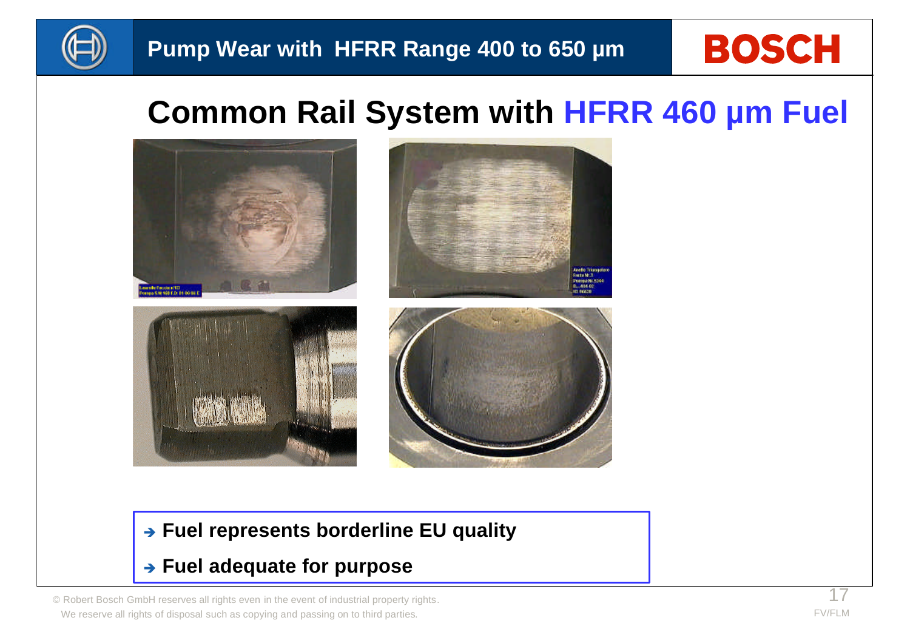# Pump Wear with HFRR Range 400 to 650 µm

## Common Rail System with HFRR 460 µm Fuel

- ➔ **Fuel represents borderline EU quality**
- ➔ **Fuel adequate for purpose**

© Robert Bosch GmbH reserves all rights even in the event of industrial property rights.
We reserve all rights of disposal such as copying and passing on to third parties.

FV/FLM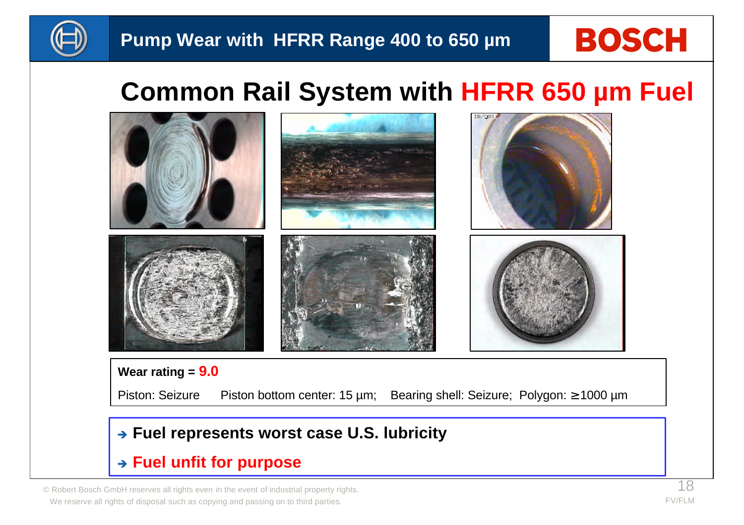# Pump Wear with HFRR Range 400 to 650 µm

## Common Rail System with HFRR 650 µm Fuel

**Wear rating = 9.0**

Piston: Seizure Piston bottom center: 15 µm; Bearing shell: Seizure; Polygon: ≥1000 µm

- ➔ **Fuel represents worst case U.S. lubricity**
- ➔ **Fuel unfit for purpose**

© Robert Bosch GmbH reserves all rights even in the event of industrial property rights.
We reserve all rights of disposal such as copying and passing on to third parties.

FV/FLM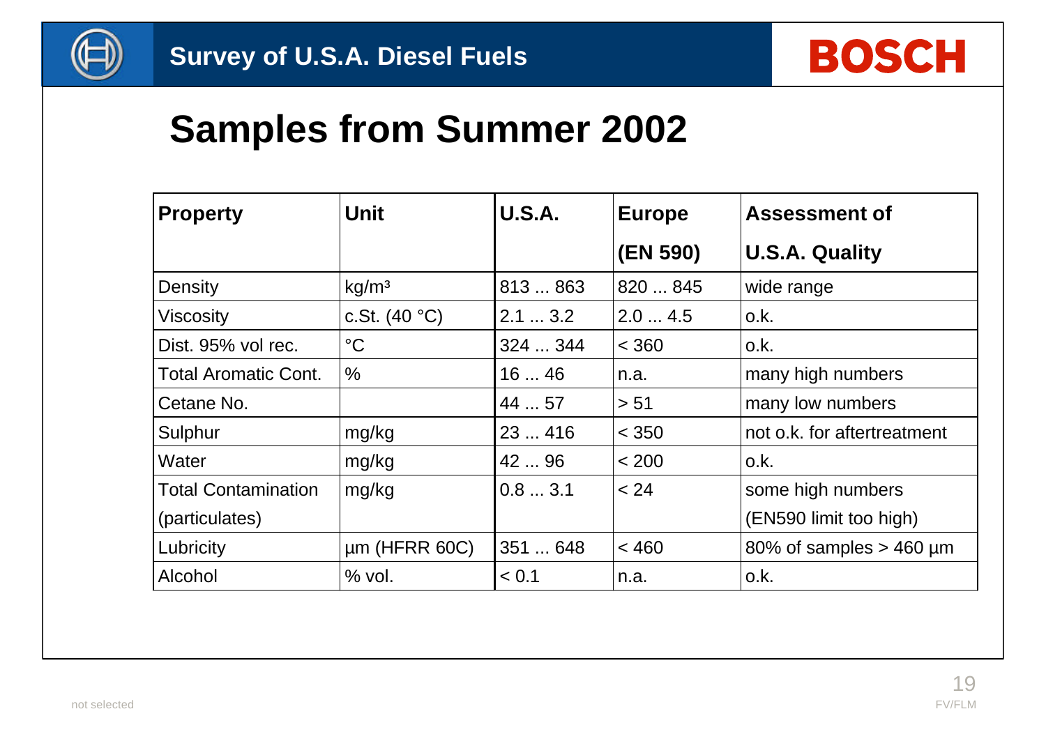# Survey of U.S.A. Diesel Fuels

## Samples from Summer 2002

| Property | Unit | U.S.A. | Europe (EN 590) | Assessment of U.S.A. Quality |
|---|---|---|---|---|
| Density | kg/m³ | 813 ... 863 | 820 ... 845 | wide range |
| Viscosity | c.St. (40 °C) | 2.1 ... 3.2 | 2.0 ... 4.5 | o.k. |
| Dist. 95% vol rec. | °C | 324 ... 344 | < 360 | o.k. |
| Total Aromatic Cont. | % | 16 ... 46 | n.a. | many high numbers |
| Cetane No. | | 44 ... 57 | > 51 | many low numbers |
| Sulphur | mg/kg | 23 ... 416 | < 350 | not o.k. for aftertreatment |
| Water | mg/kg | 42 ... 96 | < 200 | o.k. |
| Total Contamination (particulates) | mg/kg | 0.8 ... 3.1 | < 24 | some high numbers (EN590 limit too high) |
| Lubricity | µm (HFRR 60C) | 351 ... 648 | < 460 | 80% of samples > 460 µm |
| Alcohol | % vol. | < 0.1 | n.a. | o.k. |

not selected

FV/FLM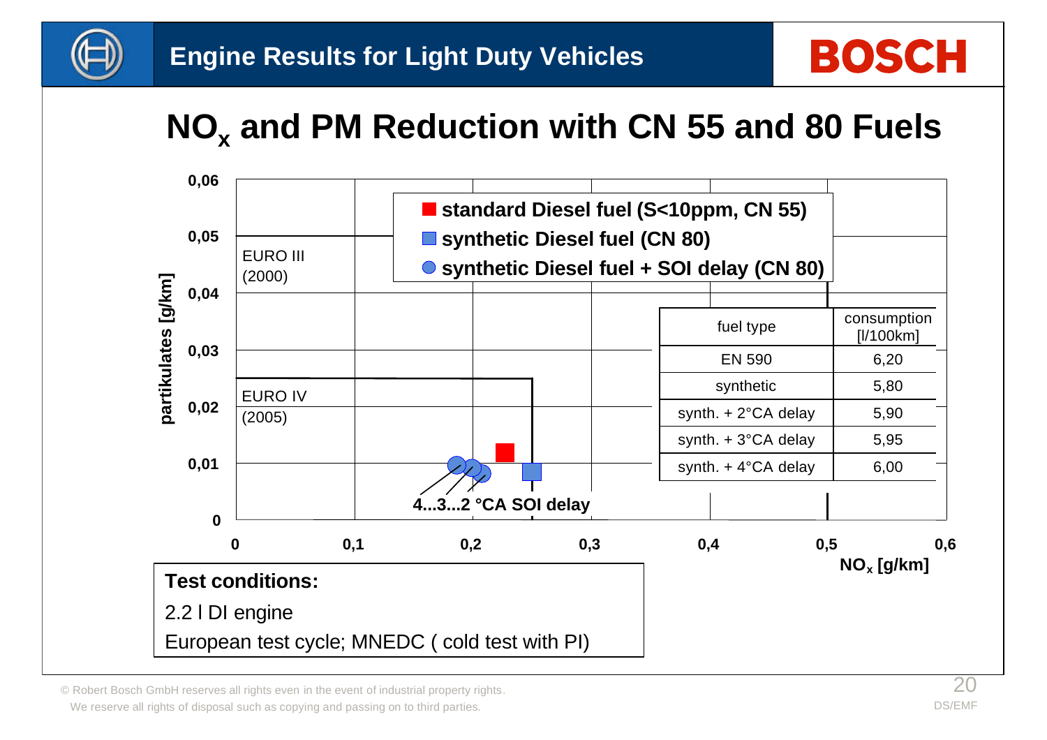# Engine Results for Light Duty Vehicles

## $NO_x$ and PM Reduction with CN 55 and 80 Fuels

- standard Diesel fuel (S<10ppm, CN 55)
- synthetic Diesel fuel (CN 80)
- synthetic Diesel fuel + SOI delay (CN 80)

EURO III (2000)

EURO IV (2005)

4...3...2 °CA SOI delay

partikulates [g/km]

$NO_x$ [g/km]

| fuel type | consumption [l/100km] |
|---|---|
| EN 590 | 6,20 |
| synthetic | 5,80 |
| synth. + 2°CA delay | 5,90 |
| synth. + 3°CA delay | 5,95 |
| synth. + 4°CA delay | 6,00 |

**Test conditions:**

2.2 l DI engine

European test cycle; MNEDC ( cold test with PI)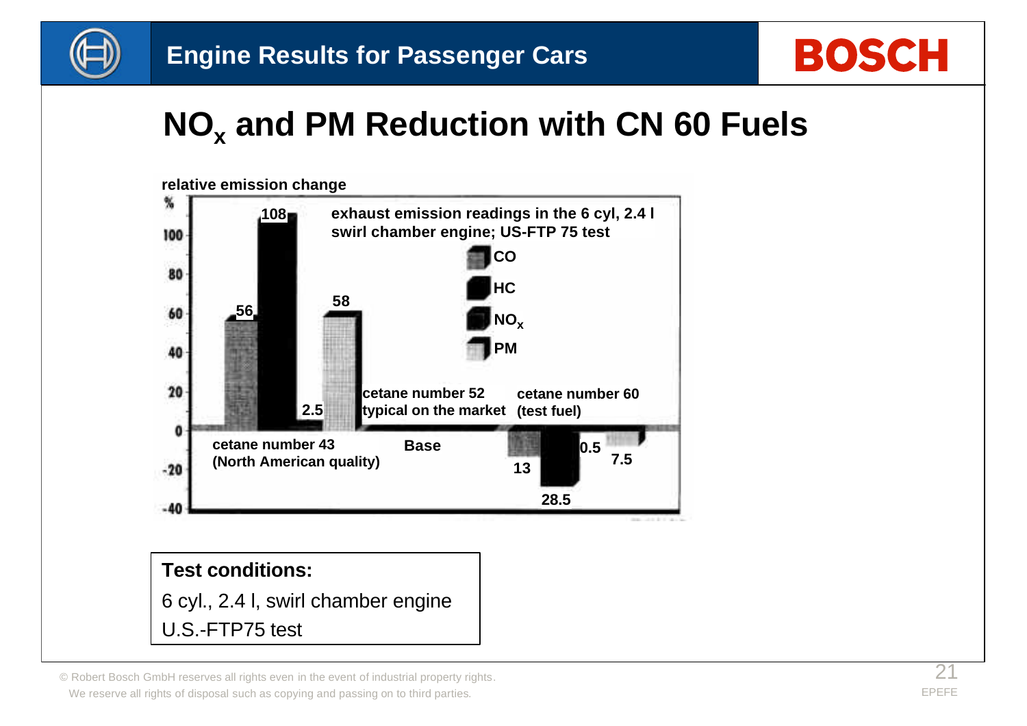# Engine Results for Passenger Cars

## $NO_x$ and PM Reduction with CN 60 Fuels

relative emission change

%

exhaust emission readings in the 6 cyl, 2.4 l swirl chamber engine; US-FTP 75 test

CO

HC

$NO_x$

PM

| | CO | HC | $NO_x$ | PM |
|---|---|---|---|---|
| cetane number 43 (North American quality) | 56 | 108 | 2.5 | 58 |
| cetane number 52 typical on the market | Base | Base | Base | Base |
| cetane number 60 (test fuel) | -13 | -28.5 | -0.5 | -7.5 |

**Test conditions:**

6 cyl., 2.4 l, swirl chamber engine

U.S.-FTP75 test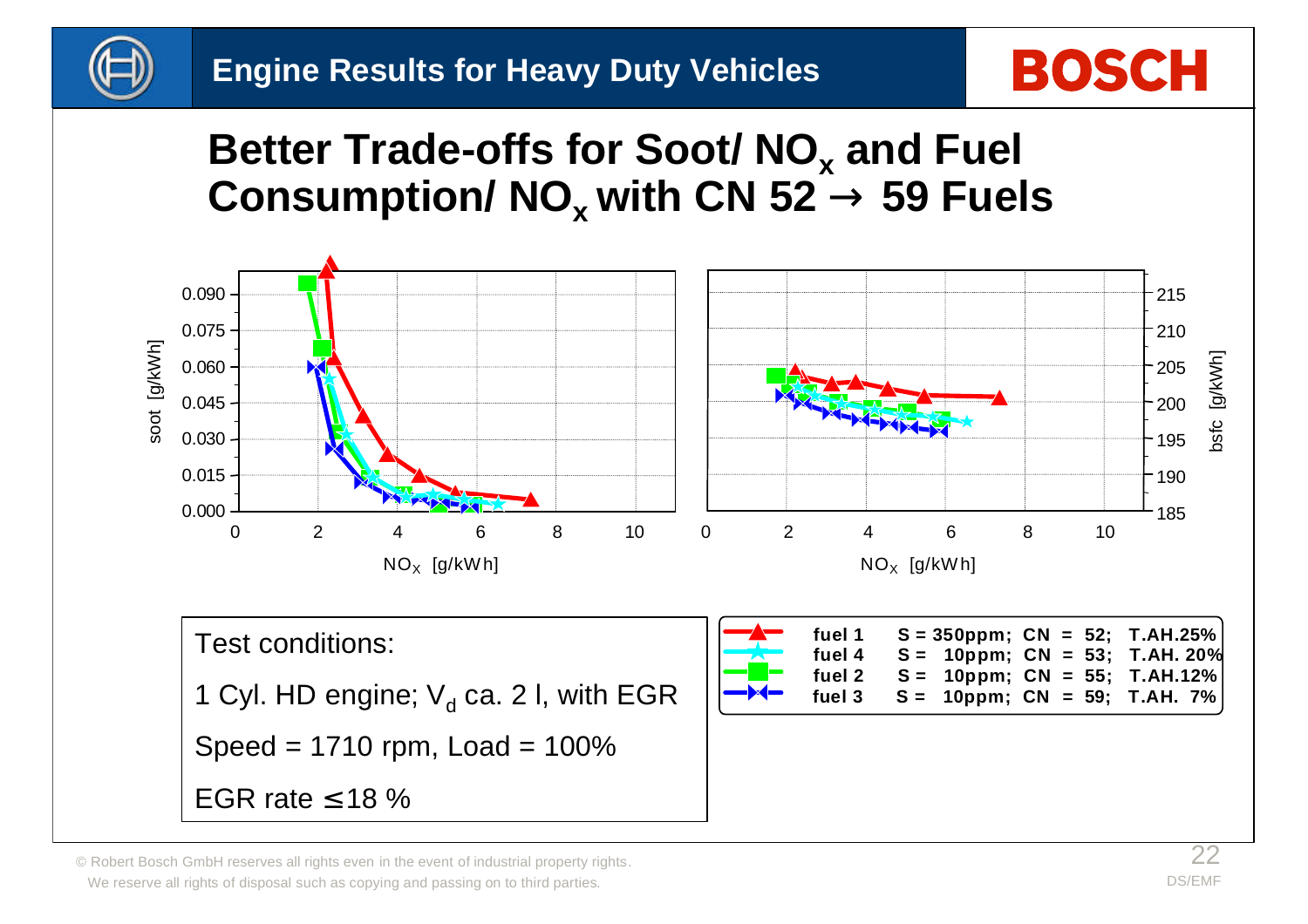# Engine Results for Heavy Duty Vehicles

## Better Trade-offs for Soot/ $NO_x$ and Fuel Consumption/ $NO_x$ with CN 52 → 59 Fuels

| | | | |
|---|---|---|---|
| fuel 1 | S = 350ppm; | CN = 52; | T.AH.25% |
| fuel 4 | S = 10ppm; | CN = 53; | T.AH. 20% |
| fuel 2 | S = 10ppm; | CN = 55; | T.AH.12% |
| fuel 3 | S = 10ppm; | CN = 59; | T.AH. 7% |

Test conditions:

1 Cyl. HD engine; $V_d$ ca. 2 l, with EGR

Speed = 1710 rpm, Load = 100%

EGR rate ≤18 %

© Robert Bosch GmbH reserves all rights even in the event of industrial property rights. We reserve all rights of disposal such as copying and passing on to third parties.

DS/EMF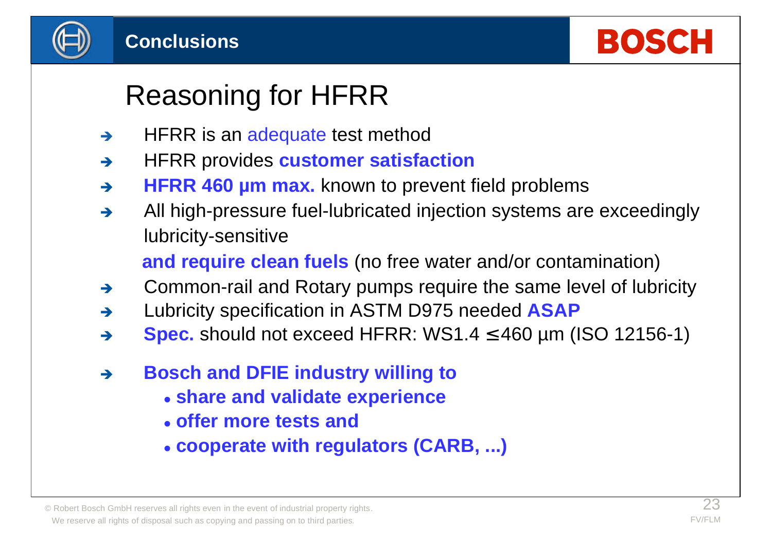## Conclusions

# Reasoning for HFRR

- ➔ HFRR is an adequate test method
- ➔ HFRR provides **customer satisfaction**
- ➔ **HFRR 460 µm max.** known to prevent field problems
- ➔ All high-pressure fuel-lubricated injection systems are exceedingly lubricity-sensitive

  **and require clean fuels** (no free water and/or contamination)
- ➔ Common-rail and Rotary pumps require the same level of lubricity
- ➔ Lubricity specification in ASTM D975 needed **ASAP**
- ➔ **Spec.** should not exceed HFRR: WS1.4 $\leq$460 µm (ISO 12156-1)

- ➔ **Bosch and DFIE industry willing to**
  - **share and validate experience**
  - **offer more tests and**
  - **cooperate with regulators (CARB, ...)**

© Robert Bosch GmbH reserves all rights even in the event of industrial property rights.
We reserve all rights of disposal such as copying and passing on to third parties.

FV/FLM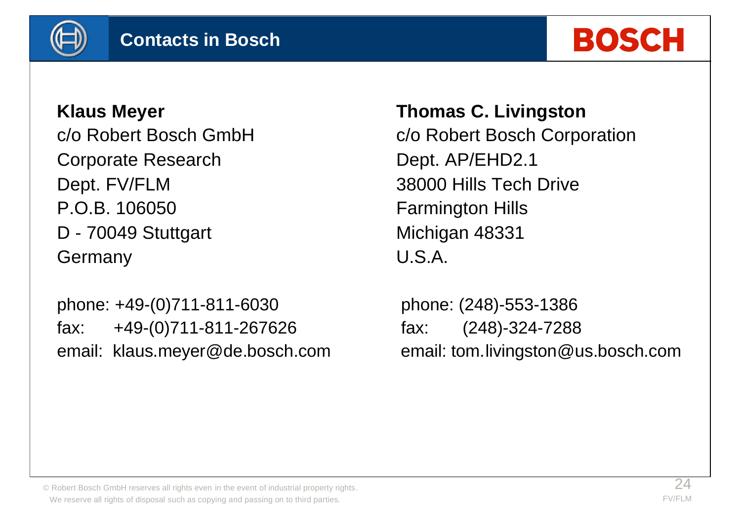# Contacts in Bosch

**Klaus Meyer**
c/o Robert Bosch GmbH
Corporate Research
Dept. FV/FLM
P.O.B. 106050
D - 70049 Stuttgart
Germany

phone: +49-(0)711-811-6030
fax: +49-(0)711-811-267626
email: klaus.meyer@de.bosch.com

**Thomas C. Livingston**
c/o Robert Bosch Corporation
Dept. AP/EHD2.1
38000 Hills Tech Drive
Farmington Hills
Michigan 48331
U.S.A.

phone: (248)-553-1386
fax: (248)-324-7288
email: tom.livingston@us.bosch.com